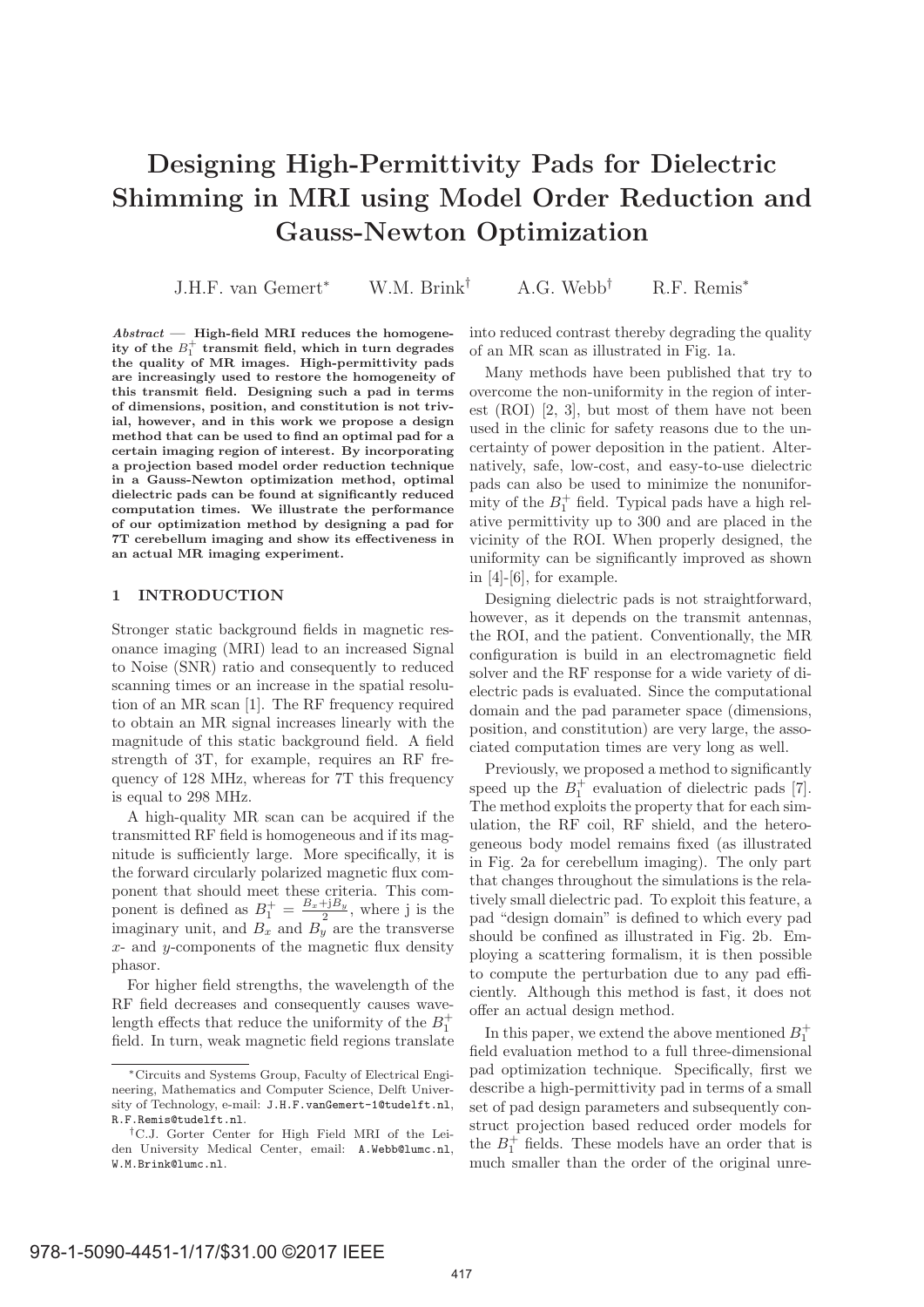# Designing High-Permittivity Pads for Dielectric Shimming in MRI using Model Order Reduction and Gauss-Newton Optimization

J.H.F. van Gemert* W.M. Brink† A.G. Webb† R.F. Remis*

***Abstract* — High-field MRI reduces the homogeneity of the $B_1^+$ transmit field, which in turn degrades the quality of MR images. High-permittivity pads are increasingly used to restore the homogeneity of this transmit field. Designing such a pad in terms of dimensions, position, and constitution is not trivial, however, and in this work we propose a design method that can be used to find an optimal pad for a certain imaging region of interest. By incorporating a projection based model order reduction technique in a Gauss-Newton optimization method, optimal dielectric pads can be found at significantly reduced computation times. We illustrate the performance of our optimization method by designing a pad for 7T cerebellum imaging and show its effectiveness in an actual MR imaging experiment.**

## 1 INTRODUCTION

Stronger static background fields in magnetic resonance imaging (MRI) lead to an increased Signal to Noise (SNR) ratio and consequently to reduced scanning times or an increase in the spatial resolution of an MR scan [1]. The RF frequency required to obtain an MR signal increases linearly with the magnitude of this static background field. A field strength of 3T, for example, requires an RF frequency of 128 MHz, whereas for 7T this frequency is equal to 298 MHz.

A high-quality MR scan can be acquired if the transmitted RF field is homogeneous and if its magnitude is sufficiently large. More specifically, it is the forward circularly polarized magnetic flux component that should meet these criteria. This component is defined as $B_1^+ = \frac{B_x + \mathrm{j}B_y}{2}$, where j is the imaginary unit, and $B_x$ and $B_y$ are the transverse $x$- and $y$-components of the magnetic flux density phasor.

For higher field strengths, the wavelength of the RF field decreases and consequently causes wavelength effects that reduce the uniformity of the $B_1^+$ field. In turn, weak magnetic field regions translate into reduced contrast thereby degrading the quality of an MR scan as illustrated in Fig. 1a.

Many methods have been published that try to overcome the non-uniformity in the region of interest (ROI) [2, 3], but most of them have not been used in the clinic for safety reasons due to the uncertainty of power deposition in the patient. Alternatively, safe, low-cost, and easy-to-use dielectric pads can also be used to minimize the nonuniformity of the $B_1^+$ field. Typical pads have a high relative permittivity up to 300 and are placed in the vicinity of the ROI. When properly designed, the uniformity can be significantly improved as shown in [4]-[6], for example.

Designing dielectric pads is not straightforward, however, as it depends on the transmit antennas, the ROI, and the patient. Conventionally, the MR configuration is build in an electromagnetic field solver and the RF response for a wide variety of dielectric pads is evaluated. Since the computational domain and the pad parameter space (dimensions, position, and constitution) are very large, the associated computation times are very long as well.

Previously, we proposed a method to significantly speed up the $B_1^+$ evaluation of dielectric pads [7]. The method exploits the property that for each simulation, the RF coil, RF shield, and the heterogeneous body model remains fixed (as illustrated in Fig. 2a for cerebellum imaging). The only part that changes throughout the simulations is the relatively small dielectric pad. To exploit this feature, a pad "design domain" is defined to which every pad should be confined as illustrated in Fig. 2b. Employing a scattering formalism, it is then possible to compute the perturbation due to any pad efficiently. Although this method is fast, it does not offer an actual design method.

In this paper, we extend the above mentioned $B_1^+$ field evaluation method to a full three-dimensional pad optimization technique. Specifically, first we describe a high-permittivity pad in terms of a small set of pad design parameters and subsequently construct projection based reduced order models for the $B_1^+$ fields. These models have an order that is much smaller than the order of the original unre-

*Circuits and Systems Group, Faculty of Electrical Engineering, Mathematics and Computer Science, Delft University of Technology, e-mail: J.H.F.vanGemert-1@tudelft.nl, R.F.Remis@tudelft.nl.

†C.J. Gorter Center for High Field MRI of the Leiden University Medical Center, email: A.Webb@lumc.nl, W.M.Brink@lumc.nl.

978-1-5090-4451-1/17/$31.00 ©2017 IEEE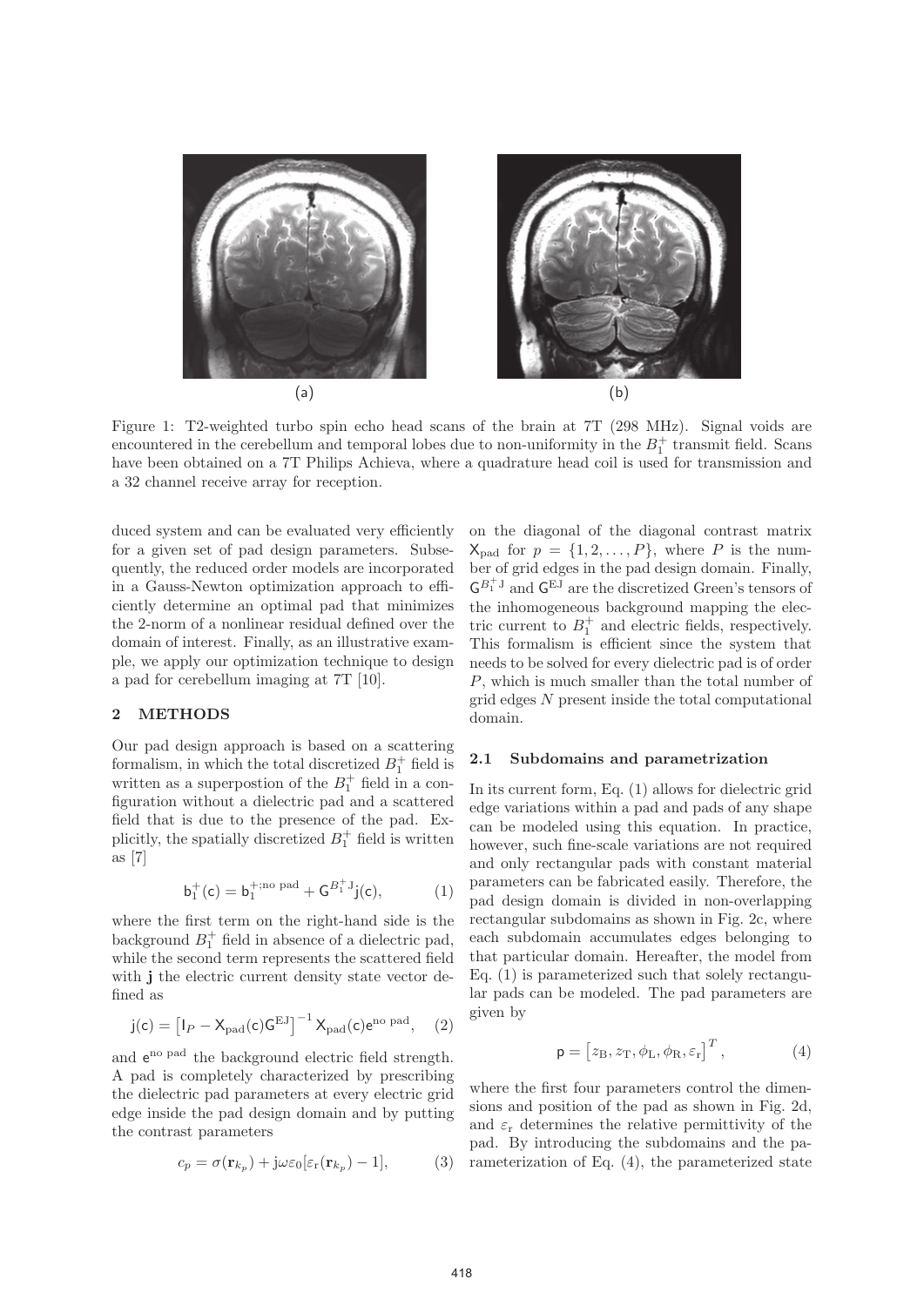(a) (b)

Figure 1: T2-weighted turbo spin echo head scans of the brain at 7T (298 MHz). Signal voids are encountered in the cerebellum and temporal lobes due to non-uniformity in the $B_1^+$ transmit field. Scans have been obtained on a 7T Philips Achieva, where a quadrature head coil is used for transmission and a 32 channel receive array for reception.

duced system and can be evaluated very efficiently for a given set of pad design parameters. Subsequently, the reduced order models are incorporated in a Gauss-Newton optimization approach to efficiently determine an optimal pad that minimizes the 2-norm of a nonlinear residual defined over the domain of interest. Finally, as an illustrative example, we apply our optimization technique to design a pad for cerebellum imaging at 7T [10].

## 2 METHODS

Our pad design approach is based on a scattering formalism, in which the total discretized $B_1^+$ field is written as a superpostion of the $B_1^+$ field in a configuration without a dielectric pad and a scattered field that is due to the presence of the pad. Explicitly, the spatially discretized $B_1^+$ field is written as [7]

$$\mathsf{b}_1^+(\mathsf{c}) = \mathsf{b}_1^{+;\text{no pad}} + \mathsf{G}^{B_1^+\text{J}}\mathsf{j}(\mathsf{c}), \qquad (1)$$

where the first term on the right-hand side is the background $B_1^+$ field in absence of a dielectric pad, while the second term represents the scattered field with $\mathsf{j}$ the electric current density state vector defined as

$$\mathsf{j}(\mathsf{c}) = \left[\mathsf{I}_P - \mathsf{X}_{\text{pad}}(\mathsf{c})\mathsf{G}^{\text{EJ}}\right]^{-1}\mathsf{X}_{\text{pad}}(\mathsf{c})\mathsf{e}^{\text{no pad}}, \qquad (2)$$

and $\mathsf{e}^{\text{no pad}}$ the background electric field strength. A pad is completely characterized by prescribing the dielectric pad parameters at every electric grid edge inside the pad design domain and by putting the contrast parameters

$$c_p = \sigma(\mathbf{r}_{k_p}) + \text{j}\omega\varepsilon_0[\varepsilon_\text{r}(\mathbf{r}_{k_p}) - 1], \qquad (3)$$

on the diagonal of the diagonal contrast matrix $\mathsf{X}_{\text{pad}}$ for $p = \{1, 2, \ldots, P\}$, where $P$ is the number of grid edges in the pad design domain. Finally, $\mathsf{G}^{B_1^+\text{J}}$ and $\mathsf{G}^{\text{EJ}}$ are the discretized Green's tensors of the inhomogeneous background mapping the electric current to $B_1^+$ and electric fields, respectively. This formalism is efficient since the system that needs to be solved for every dielectric pad is of order $P$, which is much smaller than the total number of grid edges $N$ present inside the total computational domain.

### 2.1 Subdomains and parametrization

In its current form, Eq. (1) allows for dielectric grid edge variations within a pad and pads of any shape can be modeled using this equation. In practice, however, such fine-scale variations are not required and only rectangular pads with constant material parameters can be fabricated easily. Therefore, the pad design domain is divided in non-overlapping rectangular subdomains as shown in Fig. 2c, where each subdomain accumulates edges belonging to that particular domain. Hereafter, the model from Eq. (1) is parameterized such that solely rectangular pads can be modeled. The pad parameters are given by

$$\mathsf{p} = \left[z_\text{B}, z_\text{T}, \phi_\text{L}, \phi_\text{R}, \varepsilon_\text{r}\right]^T, \qquad (4)$$

where the first four parameters control the dimensions and position of the pad as shown in Fig. 2d, and $\varepsilon_\text{r}$ determines the relative permittivity of the pad. By introducing the subdomains and the parameterization of Eq. (4), the parameterized state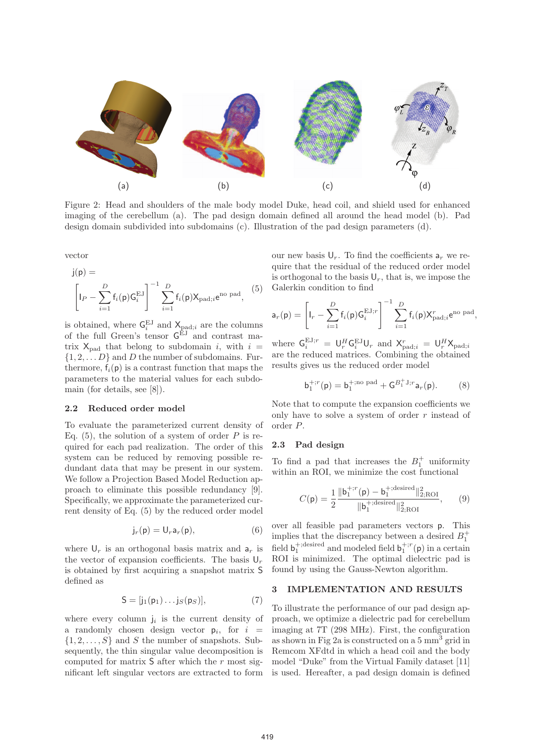Figure 2: Head and shoulders of the male body model Duke, head coil, and shield used for enhanced imaging of the cerebellum (a). The pad design domain defined all around the head model (b). Pad design domain subdivided into subdomains (c). Illustration of the pad design parameters (d).

vector

$$\mathsf{j}(\mathsf{p}) = \left[\mathsf{I}_P - \sum_{i=1}^{D} \mathsf{f}_i(\mathsf{p})\mathsf{G}_i^{\mathrm{EJ}}\right]^{-1} \sum_{i=1}^{D} \mathsf{f}_i(\mathsf{p})\mathsf{X}_{\mathrm{pad};i}\mathsf{e}^{\mathrm{no\ pad}}, \tag{5}$$

is obtained, where $\mathsf{G}_i^{\mathrm{EJ}}$ and $\mathsf{X}_{\mathrm{pad};i}$ are the columns of the full Green's tensor $\mathsf{G}^{\mathrm{EJ}}$ and contrast matrix $\mathsf{X}_{\mathrm{pad}}$ that belong to subdomain $i$, with $i = \{1, 2, \dots D\}$ and $D$ the number of subdomains. Furthermore, $\mathsf{f}_i(\mathsf{p})$ is a contrast function that maps the parameters to the material values for each subdomain (for details, see [8]).

### 2.2 Reduced order model

To evaluate the parameterized current density of Eq. (5), the solution of a system of order $P$ is required for each pad realization. The order of this system can be reduced by removing possible redundant data that may be present in our system. We follow a Projection Based Model Reduction approach to eliminate this possible redundancy [9]. Specifically, we approximate the parameterized current density of Eq. (5) by the reduced order model

$$\mathsf{j}_r(\mathsf{p}) = \mathsf{U}_r\mathsf{a}_r(\mathsf{p}), \tag{6}$$

where $\mathsf{U}_r$ is an orthogonal basis matrix and $\mathsf{a}_r$ is the vector of expansion coefficients. The basis $\mathsf{U}_r$ is obtained by first acquiring a snapshot matrix $\mathsf{S}$ defined as

$$\mathsf{S} = [\mathsf{j}_1(\mathsf{p}_1)\dots\mathsf{j}_S(\mathsf{p}_S)], \tag{7}$$

where every column $\mathsf{j}_i$ is the current density of a randomly chosen design vector $\mathsf{p}_i$, for $i = \{1, 2, \dots, S\}$ and $S$ the number of snapshots. Subsequently, the thin singular value decomposition is computed for matrix $\mathsf{S}$ after which the $r$ most significant left singular vectors are extracted to form our new basis $\mathsf{U}_r$. To find the coefficients $\mathsf{a}_r$ we require that the residual of the reduced order model is orthogonal to the basis $\mathsf{U}_r$, that is, we impose the Galerkin condition to find

$$\mathsf{a}_r(\mathsf{p}) = \left[\mathsf{I}_r - \sum_{i=1}^{D} \mathsf{f}_i(\mathsf{p})\mathsf{G}_i^{\mathrm{EJ};r}\right]^{-1} \sum_{i=1}^{D} \mathsf{f}_i(\mathsf{p})\mathsf{X}_{\mathrm{pad};i}^{r}\mathsf{e}^{\mathrm{no\ pad}},$$

where $\mathsf{G}_i^{\mathrm{EJ};r} = \mathsf{U}_r^H\mathsf{G}_i^{\mathrm{EJ}}\mathsf{U}_r$ and $\mathsf{X}_{\mathrm{pad};i}^{r} = \mathsf{U}_r^H\mathsf{X}_{\mathrm{pad};i}$ are the reduced matrices. Combining the obtained results gives us the reduced order model

$$\mathsf{b}_1^{+;r}(\mathsf{p}) = \mathsf{b}_1^{+;\mathrm{no\ pad}} + \mathsf{G}^{B_1^+\mathrm{J};r}\mathsf{a}_r(\mathsf{p}). \tag{8}$$

Note that to compute the expansion coefficients we only have to solve a system of order $r$ instead of order $P$.

### 2.3 Pad design

To find a pad that increases the $B_1^+$ uniformity within an ROI, we minimize the cost functional

$$C(\mathsf{p}) = \frac{1}{2}\frac{\|\mathsf{b}_1^{+;r}(\mathsf{p}) - \mathsf{b}_1^{+;\mathrm{desired}}\|_{2;\mathrm{ROI}}^2}{\|\mathsf{b}_1^{+;\mathrm{desired}}\|_{2;\mathrm{ROI}}^2}, \tag{9}$$

over all feasible pad parameters vectors $\mathsf{p}$. This implies that the discrepancy between a desired $B_1^+$ field $\mathsf{b}_1^{+;\mathrm{desired}}$ and modeled field $\mathsf{b}_1^{+;r}(\mathsf{p})$ in a certain ROI is minimized. The optimal dielectric pad is found by using the Gauss-Newton algorithm.

## 3 IMPLEMENTATION AND RESULTS

To illustrate the performance of our pad design approach, we optimize a dielectric pad for cerebellum imaging at 7T (298 MHz). First, the configuration as shown in Fig 2a is constructed on a 5 mm$^3$ grid in Remcom XFdtd in which a head coil and the body model "Duke" from the Virtual Family dataset [11] is used. Hereafter, a pad design domain is defined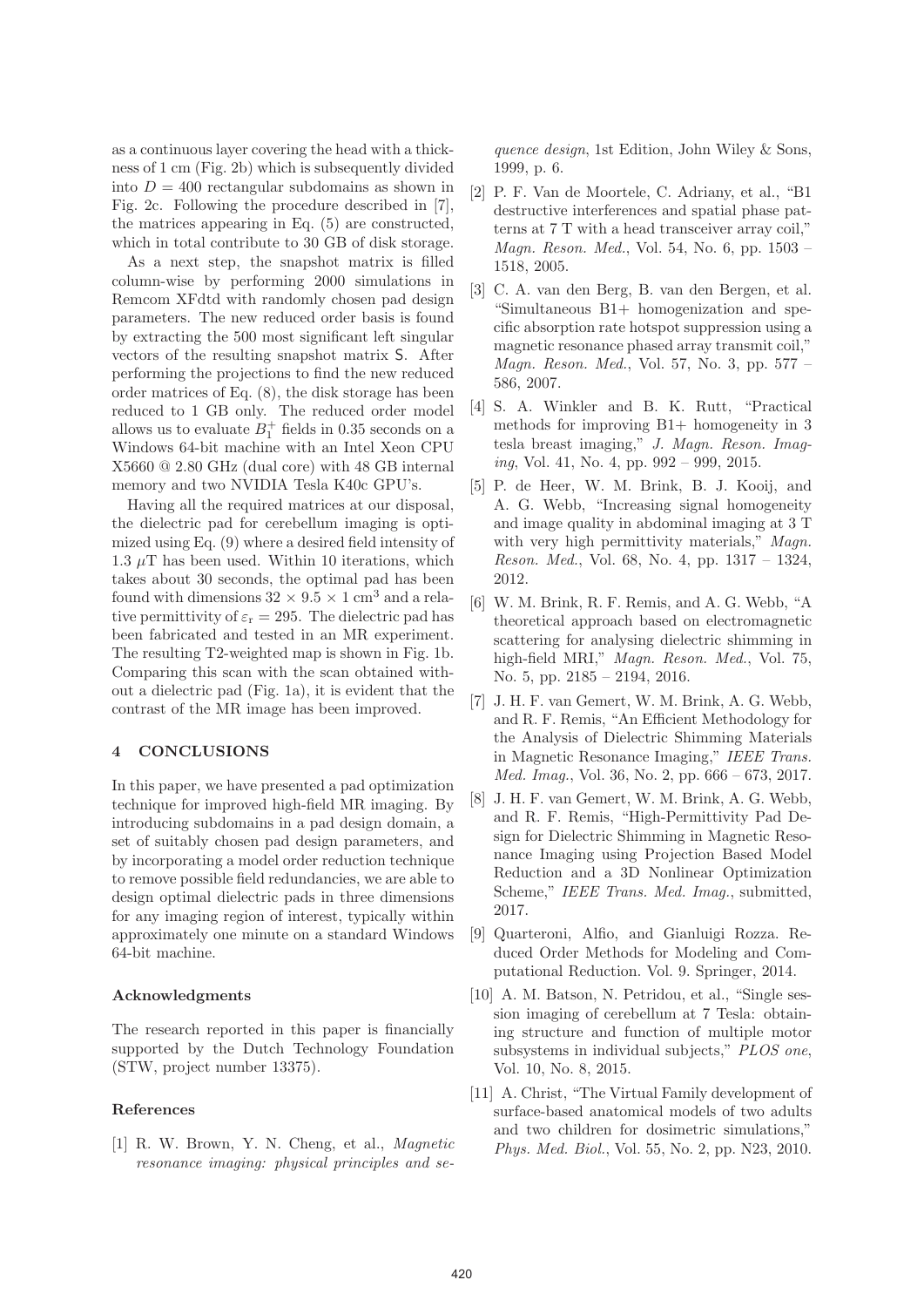as a continuous layer covering the head with a thickness of 1 cm (Fig. 2b) which is subsequently divided into $D = 400$ rectangular subdomains as shown in Fig. 2c. Following the procedure described in [7], the matrices appearing in Eq. (5) are constructed, which in total contribute to 30 GB of disk storage.

As a next step, the snapshot matrix is filled column-wise by performing 2000 simulations in Remcom XFdtd with randomly chosen pad design parameters. The new reduced order basis is found by extracting the 500 most significant left singular vectors of the resulting snapshot matrix $\mathsf{S}$. After performing the projections to find the new reduced order matrices of Eq. (8), the disk storage has been reduced to 1 GB only. The reduced order model allows us to evaluate $B_1^+$ fields in 0.35 seconds on a Windows 64-bit machine with an Intel Xeon CPU X5660 @ 2.80 GHz (dual core) with 48 GB internal memory and two NVIDIA Tesla K40c GPU's.

Having all the required matrices at our disposal, the dielectric pad for cerebellum imaging is optimized using Eq. (9) where a desired field intensity of 1.3 $\mu$T has been used. Within 10 iterations, which takes about 30 seconds, the optimal pad has been found with dimensions $32 \times 9.5 \times 1$ cm$^3$ and a relative permittivity of $\varepsilon_{\mathrm{r}} = 295$. The dielectric pad has been fabricated and tested in an MR experiment. The resulting T2-weighted map is shown in Fig. 1b. Comparing this scan with the scan obtained without a dielectric pad (Fig. 1a), it is evident that the contrast of the MR image has been improved.

## 4 CONCLUSIONS

In this paper, we have presented a pad optimization technique for improved high-field MR imaging. By introducing subdomains in a pad design domain, a set of suitably chosen pad design parameters, and by incorporating a model order reduction technique to remove possible field redundancies, we are able to design optimal dielectric pads in three dimensions for any imaging region of interest, typically within approximately one minute on a standard Windows 64-bit machine.

### Acknowledgments

The research reported in this paper is financially supported by the Dutch Technology Foundation (STW, project number 13375).

### References

[1] R. W. Brown, Y. N. Cheng, et al., *Magnetic resonance imaging: physical principles and sequence design*, 1st Edition, John Wiley & Sons, 1999, p. 6.

[2] P. F. Van de Moortele, C. Adriany, et al., "B1 destructive interferences and spatial phase patterns at 7 T with a head transceiver array coil," *Magn. Reson. Med.*, Vol. 54, No. 6, pp. 1503 – 1518, 2005.

[3] C. A. van den Berg, B. van den Bergen, et al. "Simultaneous B1+ homogenization and specific absorption rate hotspot suppression using a magnetic resonance phased array transmit coil," *Magn. Reson. Med.*, Vol. 57, No. 3, pp. 577 – 586, 2007.

[4] S. A. Winkler and B. K. Rutt, "Practical methods for improving B1+ homogeneity in 3 tesla breast imaging," *J. Magn. Reson. Imaging*, Vol. 41, No. 4, pp. 992 – 999, 2015.

[5] P. de Heer, W. M. Brink, B. J. Kooij, and A. G. Webb, "Increasing signal homogeneity and image quality in abdominal imaging at 3 T with very high permittivity materials," *Magn. Reson. Med.*, Vol. 68, No. 4, pp. 1317 – 1324, 2012.

[6] W. M. Brink, R. F. Remis, and A. G. Webb, "A theoretical approach based on electromagnetic scattering for analysing dielectric shimming in high-field MRI," *Magn. Reson. Med.*, Vol. 75, No. 5, pp. 2185 – 2194, 2016.

[7] J. H. F. van Gemert, W. M. Brink, A. G. Webb, and R. F. Remis, "An Efficient Methodology for the Analysis of Dielectric Shimming Materials in Magnetic Resonance Imaging," *IEEE Trans. Med. Imag.*, Vol. 36, No. 2, pp. 666 – 673, 2017.

[8] J. H. F. van Gemert, W. M. Brink, A. G. Webb, and R. F. Remis, "High-Permittivity Pad Design for Dielectric Shimming in Magnetic Resonance Imaging using Projection Based Model Reduction and a 3D Nonlinear Optimization Scheme," *IEEE Trans. Med. Imag.*, submitted, 2017.

[9] Quarteroni, Alfio, and Gianluigi Rozza. Reduced Order Methods for Modeling and Computational Reduction. Vol. 9. Springer, 2014.

[10] A. M. Batson, N. Petridou, et al., "Single session imaging of cerebellum at 7 Tesla: obtaining structure and function of multiple motor subsystems in individual subjects," *PLOS one*, Vol. 10, No. 8, 2015.

[11] A. Christ, "The Virtual Family development of surface-based anatomical models of two adults and two children for dosimetric simulations," *Phys. Med. Biol.*, Vol. 55, No. 2, pp. N23, 2010.